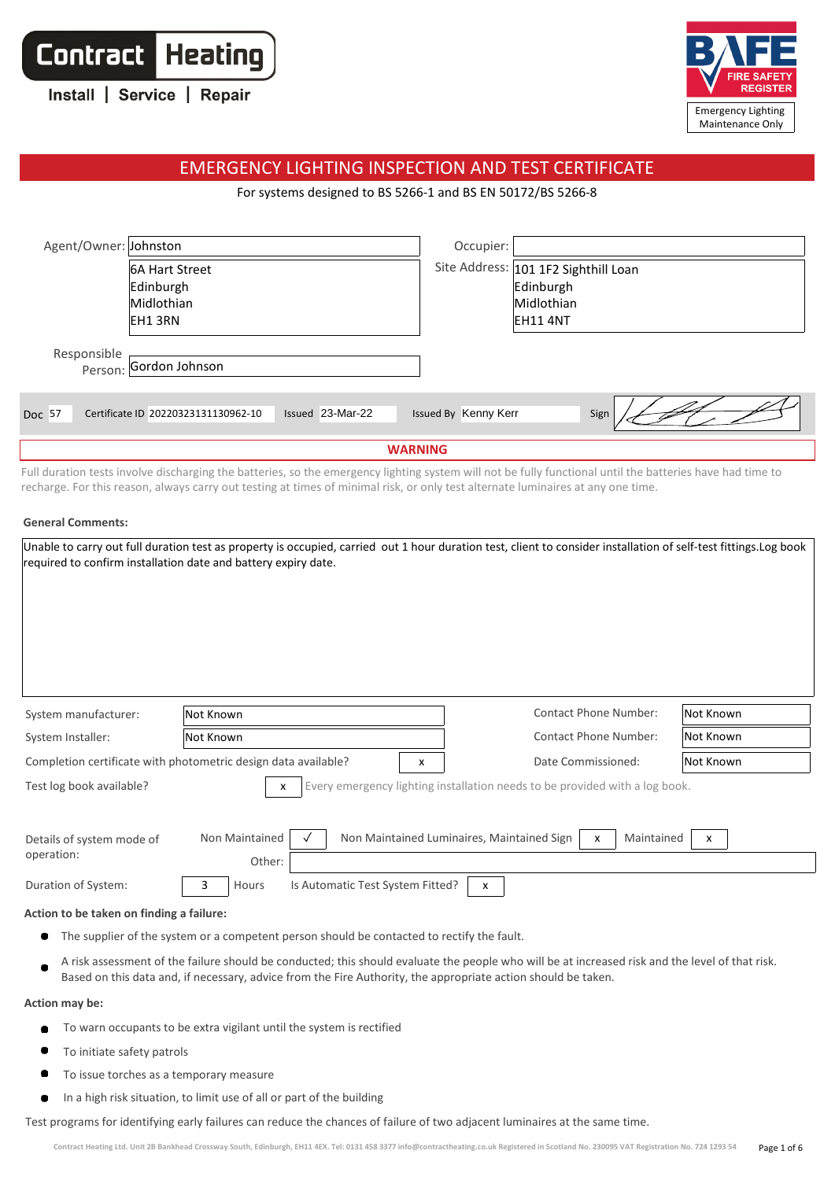Contract Heating
Install | Service | Repair

BAFE FIRE SAFETY REGISTER
Emergency Lighting Maintenance Only

# EMERGENCY LIGHTING INSPECTION AND TEST CERTIFICATE

For systems designed to BS 5266-1 and BS EN 50172/BS 5266-8

| | | | |
|---|---|---|---|
| Agent/Owner: | Johnston | Occupier: | |
| | 6A Hart Street<br>Edinburgh<br>Midlothian<br>EH1 3RN | Site Address: | 101 1F2 Sighthill Loan<br>Edinburgh<br>Midlothian<br>EH11 4NT |
| Responsible Person: | Gordon Johnson | | |

Doc 57 | Certificate ID 20220323131130962-10 | Issued 23-Mar-22 | Issued By Kenny Kerr | Sign [signature]

**WARNING**

Full duration tests involve discharging the batteries, so the emergency lighting system will not be fully functional until the batteries have had time to recharge. For this reason, always carry out testing at times of minimal risk, or only test alternate luminaires at any one time.

**General Comments:**

Unable to carry out full duration test as property is occupied, carried out 1 hour duration test, client to consider installation of self-test fittings.Log book required to confirm installation date and battery expiry date.

| | | | |
|---|---|---|---|
| System manufacturer: | Not Known | Contact Phone Number: | Not Known |
| System Installer: | Not Known | Contact Phone Number: | Not Known |
| Completion certificate with photometric design data available? | x | Date Commissioned: | Not Known |

Test log book available? x — Every emergency lighting installation needs to be provided with a log book.

Details of system mode of operation: Non Maintained ✓ | Non Maintained Luminaires, Maintained Sign x | Maintained x

Other:

Duration of System: 3 Hours | Is Automatic Test System Fitted? x

**Action to be taken on finding a failure:**

- The supplier of the system or a competent person should be contacted to rectify the fault.
- A risk assessment of the failure should be conducted; this should evaluate the people who will be at increased risk and the level of that risk. Based on this data and, if necessary, advice from the Fire Authority, the appropriate action should be taken.

**Action may be:**

- To warn occupants to be extra vigilant until the system is rectified
- To initiate safety patrols
- To issue torches as a temporary measure
- In a high risk situation, to limit use of all or part of the building

Test programs for identifying early failures can reduce the chances of failure of two adjacent luminaires at the same time.

Contract Heating Ltd. Unit 2B Bankhead Crossway South, Edinburgh, EH11 4EX. Tel: 0131 458 3377 info@contractheating.co.uk Registered in Scotland No. 230095 VAT Registration No. 724 1293 54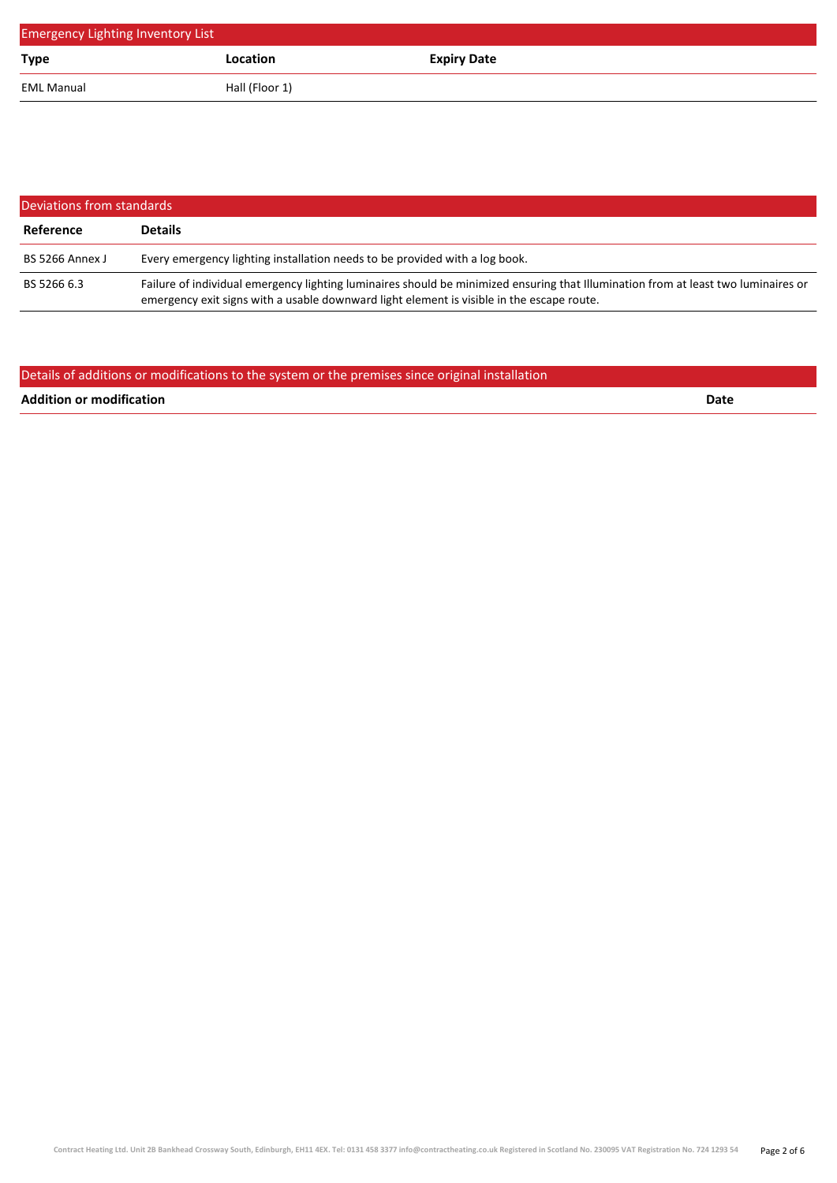## Emergency Lighting Inventory List

| Type | Location | Expiry Date |
|---|---|---|
| EML Manual | Hall (Floor 1) | |

## Deviations from standards

| Reference | Details |
|---|---|
| BS 5266 Annex J | Every emergency lighting installation needs to be provided with a log book. |
| BS 5266 6.3 | Failure of individual emergency lighting luminaires should be minimized ensuring that Illumination from at least two luminaires or emergency exit signs with a usable downward light element is visible in the escape route. |

## Details of additions or modifications to the system or the premises since original installation

| Addition or modification | Date |
|---|---|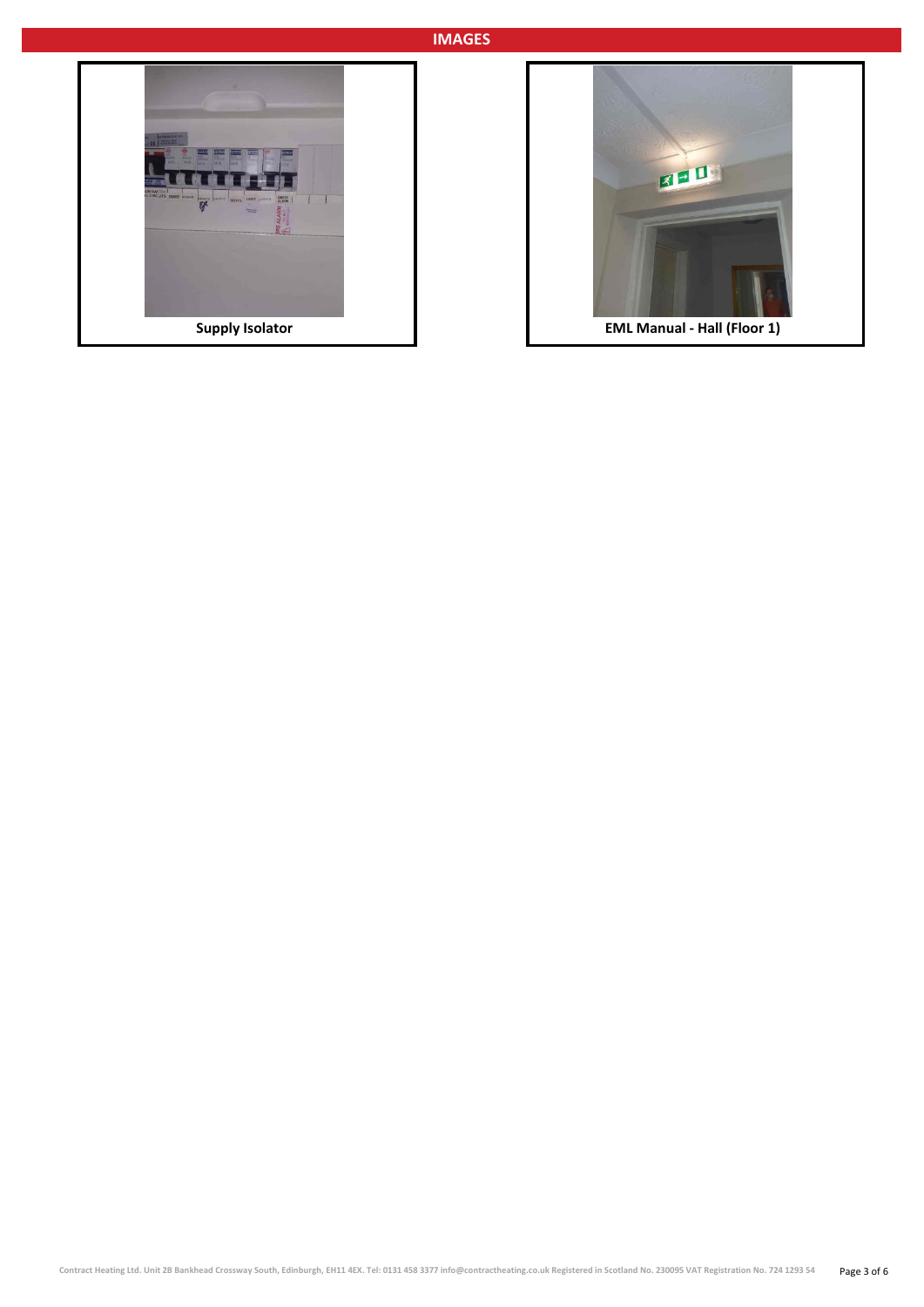## IMAGES

Supply Isolator

EML Manual - Hall (Floor 1)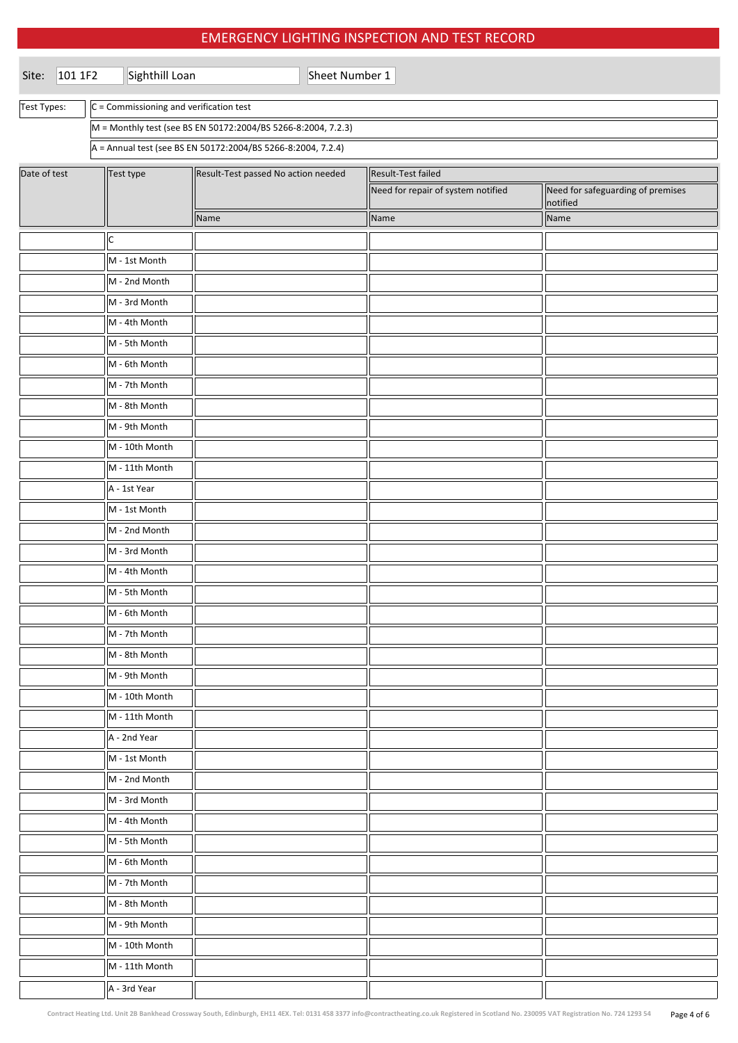# EMERGENCY LIGHTING INSPECTION AND TEST RECORD

| Site: | 101 1F2 | Sighthill Loan | Sheet Number 1 |
|---|---|---|---|

| Test Types: | |
|---|---|
| | C = Commissioning and verification test |
| | M = Monthly test (see BS EN 50172:2004/BS 5266-8:2004, 7.2.3) |
| | A = Annual test (see BS EN 50172:2004/BS 5266-8:2004, 7.2.4) |

| Date of test | Test type | Result-Test passed No action needed | Result-Test failed | |
|---|---|---|---|---|
| | | | Need for repair of system notified | Need for safeguarding of premises notified |
| | | Name | Name | Name |
| | C | | | |
| | M - 1st Month | | | |
| | M - 2nd Month | | | |
| | M - 3rd Month | | | |
| | M - 4th Month | | | |
| | M - 5th Month | | | |
| | M - 6th Month | | | |
| | M - 7th Month | | | |
| | M - 8th Month | | | |
| | M - 9th Month | | | |
| | M - 10th Month | | | |
| | M - 11th Month | | | |
| | A - 1st Year | | | |
| | M - 1st Month | | | |
| | M - 2nd Month | | | |
| | M - 3rd Month | | | |
| | M - 4th Month | | | |
| | M - 5th Month | | | |
| | M - 6th Month | | | |
| | M - 7th Month | | | |
| | M - 8th Month | | | |
| | M - 9th Month | | | |
| | M - 10th Month | | | |
| | M - 11th Month | | | |
| | A - 2nd Year | | | |
| | M - 1st Month | | | |
| | M - 2nd Month | | | |
| | M - 3rd Month | | | |
| | M - 4th Month | | | |
| | M - 5th Month | | | |
| | M - 6th Month | | | |
| | M - 7th Month | | | |
| | M - 8th Month | | | |
| | M - 9th Month | | | |
| | M - 10th Month | | | |
| | M - 11th Month | | | |
| | A - 3rd Year | | | |

Contract Heating Ltd. Unit 2B Bankhead Crossway South, Edinburgh, EH11 4EX. Tel: 0131 458 3377 info@contractheating.co.uk Registered in Scotland No. 230095 VAT Registration No. 724 1293 54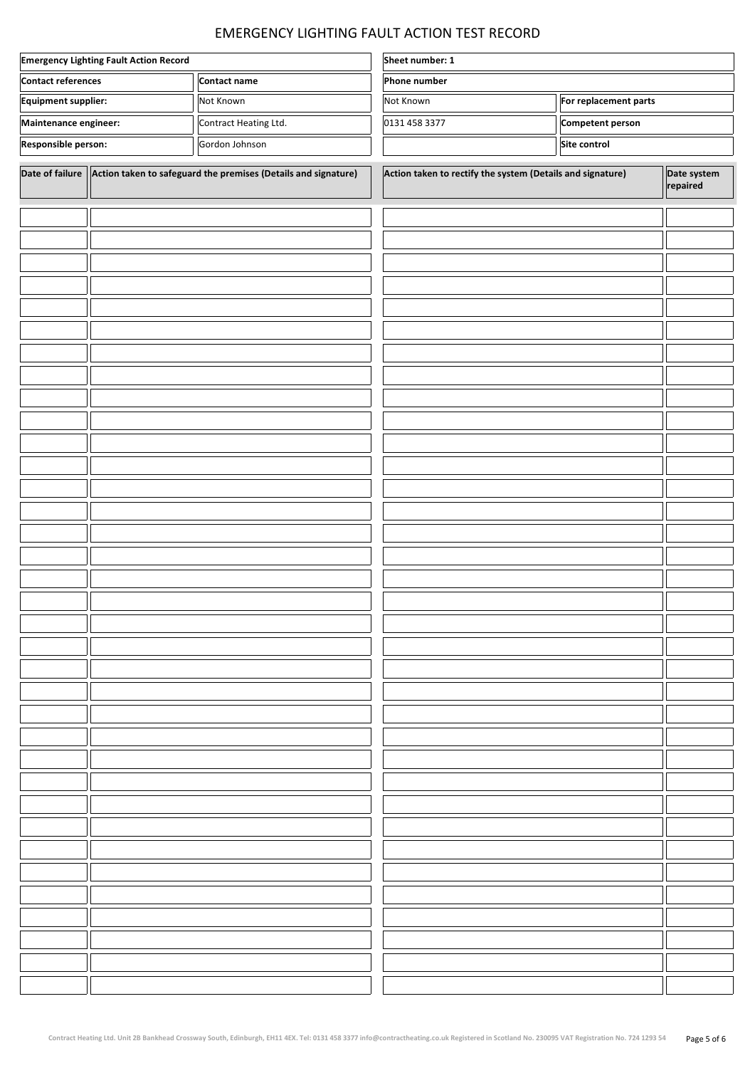# EMERGENCY LIGHTING FAULT ACTION TEST RECORD

| **Emergency Lighting Fault Action Record** | | **Sheet number: 1** | |
|---|---|---|---|
| **Contact references** | **Contact name** | **Phone number** | |
| **Equipment supplier:** | Not Known | Not Known | **For replacement parts** |
| **Maintenance engineer:** | Contract Heating Ltd. | 0131 458 3377 | **Competent person** |
| **Responsible person:** | Gordon Johnson | | **Site control** |

| Date of failure | Action taken to safeguard the premises (Details and signature) | Action taken to rectify the system (Details and signature) | Date system repaired |
|---|---|---|---|
| | | | |
| | | | |
| | | | |
| | | | |
| | | | |
| | | | |
| | | | |
| | | | |
| | | | |
| | | | |
| | | | |
| | | | |
| | | | |
| | | | |
| | | | |
| | | | |
| | | | |
| | | | |
| | | | |
| | | | |
| | | | |
| | | | |
| | | | |
| | | | |
| | | | |
| | | | |
| | | | |
| | | | |
| | | | |
| | | | |
| | | | |
| | | | |
| | | | |
| | | | |

Contract Heating Ltd. Unit 2B Bankhead Crossway South, Edinburgh, EH11 4EX. Tel: 0131 458 3377 info@contractheating.co.uk Registered in Scotland No. 230095 VAT Registration No. 724 1293 54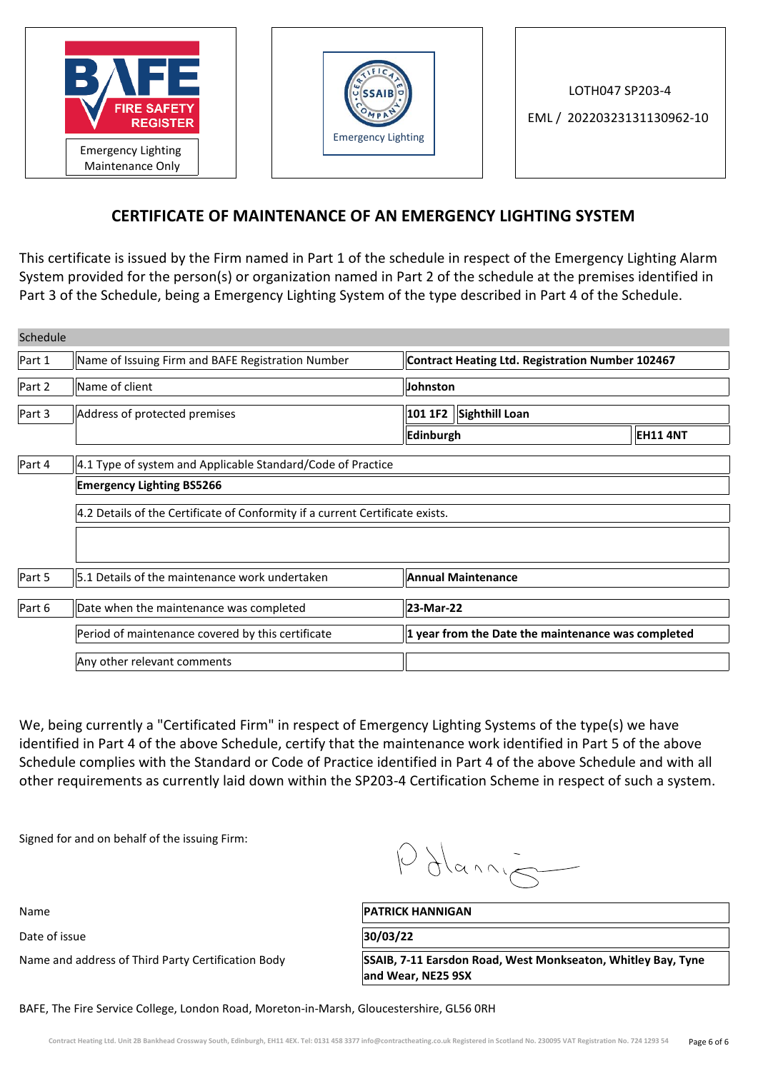BAFE FIRE SAFETY REGISTER

Emergency Lighting Maintenance Only

SSAIB CERTIFICATED COMPANY

Emergency Lighting

LOTH047 SP203-4

EML / 20220323131130962-10

## CERTIFICATE OF MAINTENANCE OF AN EMERGENCY LIGHTING SYSTEM

This certificate is issued by the Firm named in Part 1 of the schedule in respect of the Emergency Lighting Alarm System provided for the person(s) or organization named in Part 2 of the schedule at the premises identified in Part 3 of the Schedule, being a Emergency Lighting System of the type described in Part 4 of the Schedule.

| Schedule | | | | |
|---|---|---|---|---|
| Part 1 | Name of Issuing Firm and BAFE Registration Number | **Contract Heating Ltd. Registration Number 102467** | | |
| Part 2 | Name of client | **Johnston** | | |
| Part 3 | Address of protected premises | **101 1F2** | **Sighthill Loan** | |
| | | **Edinburgh** | | **EH11 4NT** |
| Part 4 | 4.1 Type of system and Applicable Standard/Code of Practice | | | |
| | **Emergency Lighting BS5266** | | | |
| | 4.2 Details of the Certificate of Conformity if a current Certificate exists. | | | |
| | | | | |
| Part 5 | 5.1 Details of the maintenance work undertaken | **Annual Maintenance** | | |
| Part 6 | Date when the maintenance was completed | **23-Mar-22** | | |
| | Period of maintenance covered by this certificate | **1 year from the Date the maintenance was completed** | | |
| | Any other relevant comments | | | |

We, being currently a "Certificated Firm" in respect of Emergency Lighting Systems of the type(s) we have identified in Part 4 of the above Schedule, certify that the maintenance work identified in Part 5 of the above Schedule complies with the Standard or Code of Practice identified in Part 4 of the above Schedule and with all other requirements as currently laid down within the SP203-4 Certification Scheme in respect of such a system.

Signed for and on behalf of the issuing Firm: P Hannigan

| | |
|---|---|
| Name | **PATRICK HANNIGAN** |
| Date of issue | **30/03/22** |
| Name and address of Third Party Certification Body | **SSAIB, 7-11 Earsdon Road, West Monkseaton, Whitley Bay, Tyne and Wear, NE25 9SX** |

BAFE, The Fire Service College, London Road, Moreton-in-Marsh, Gloucestershire, GL56 0RH

Contract Heating Ltd. Unit 2B Bankhead Crossway South, Edinburgh, EH11 4EX. Tel: 0131 458 3377 info@contractheating.co.uk Registered in Scotland No. 230095 VAT Registration No. 724 1293 54